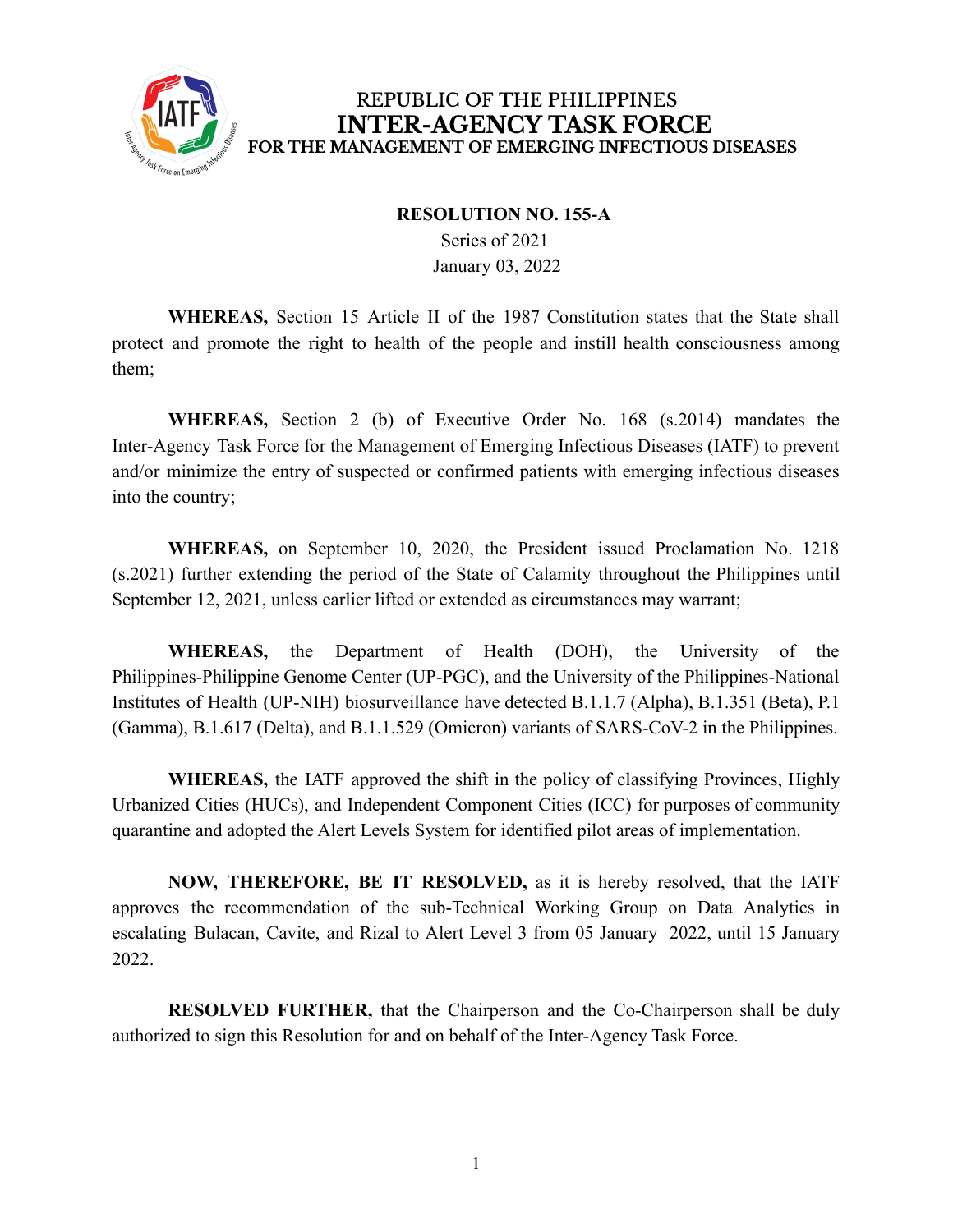REPUBLIC OF THE PHILIPPINES
# INTER-AGENCY TASK FORCE
## FOR THE MANAGEMENT OF EMERGING INFECTIOUS DISEASES

**RESOLUTION NO. 155-A**
Series of 2021
January 03, 2022

**WHEREAS,** Section 15 Article II of the 1987 Constitution states that the State shall protect and promote the right to health of the people and instill health consciousness among them;

**WHEREAS,** Section 2 (b) of Executive Order No. 168 (s.2014) mandates the Inter-Agency Task Force for the Management of Emerging Infectious Diseases (IATF) to prevent and/or minimize the entry of suspected or confirmed patients with emerging infectious diseases into the country;

**WHEREAS,** on September 10, 2020, the President issued Proclamation No. 1218 (s.2021) further extending the period of the State of Calamity throughout the Philippines until September 12, 2021, unless earlier lifted or extended as circumstances may warrant;

**WHEREAS,** the Department of Health (DOH), the University of the Philippines-Philippine Genome Center (UP-PGC), and the University of the Philippines-National Institutes of Health (UP-NIH) biosurveillance have detected B.1.1.7 (Alpha), B.1.351 (Beta), P.1 (Gamma), B.1.617 (Delta), and B.1.1.529 (Omicron) variants of SARS-CoV-2 in the Philippines.

**WHEREAS,** the IATF approved the shift in the policy of classifying Provinces, Highly Urbanized Cities (HUCs), and Independent Component Cities (ICC) for purposes of community quarantine and adopted the Alert Levels System for identified pilot areas of implementation.

**NOW, THEREFORE, BE IT RESOLVED,** as it is hereby resolved, that the IATF approves the recommendation of the sub-Technical Working Group on Data Analytics in escalating Bulacan, Cavite, and Rizal to Alert Level 3 from 05 January 2022, until 15 January 2022.

**RESOLVED FURTHER,** that the Chairperson and the Co-Chairperson shall be duly authorized to sign this Resolution for and on behalf of the Inter-Agency Task Force.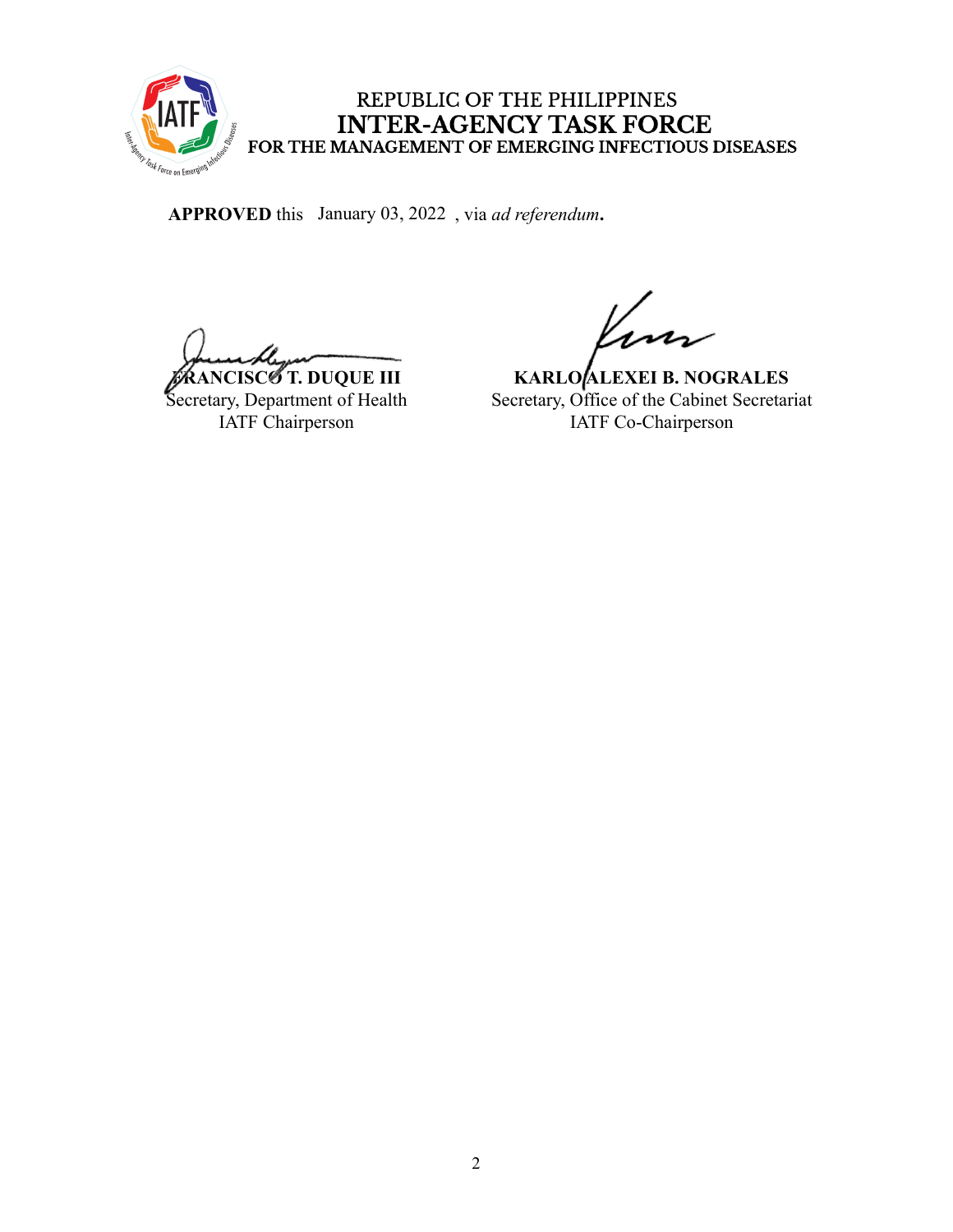REPUBLIC OF THE PHILIPPINES
**INTER-AGENCY TASK FORCE**
**FOR THE MANAGEMENT OF EMERGING INFECTIOUS DISEASES**

**APPROVED** this January 03, 2022 , via *ad referendum***.**

**FRANCISCO T. DUQUE III**
Secretary, Department of Health
IATF Chairperson

**KARLO ALEXEI B. NOGRALES**
Secretary, Office of the Cabinet Secretariat
IATF Co-Chairperson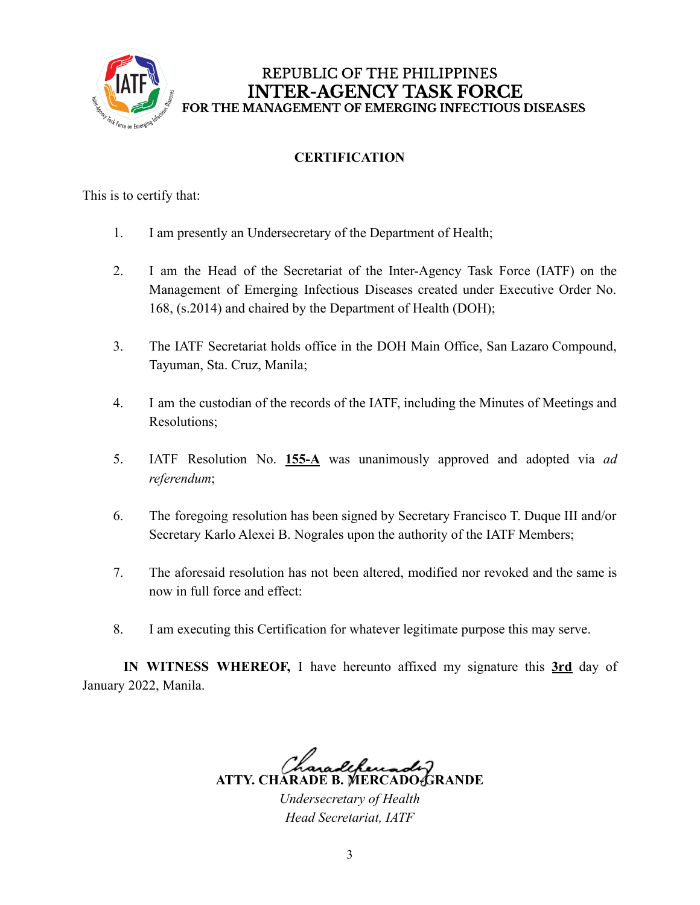REPUBLIC OF THE PHILIPPINES
**INTER-AGENCY TASK FORCE**
**FOR THE MANAGEMENT OF EMERGING INFECTIOUS DISEASES**

## CERTIFICATION

This is to certify that:

1. I am presently an Undersecretary of the Department of Health;

2. I am the Head of the Secretariat of the Inter-Agency Task Force (IATF) on the Management of Emerging Infectious Diseases created under Executive Order No. 168, (s.2014) and chaired by the Department of Health (DOH);

3. The IATF Secretariat holds office in the DOH Main Office, San Lazaro Compound, Tayuman, Sta. Cruz, Manila;

4. I am the custodian of the records of the IATF, including the Minutes of Meetings and Resolutions;

5. IATF Resolution No. **155-A** was unanimously approved and adopted via *ad referendum*;

6. The foregoing resolution has been signed by Secretary Francisco T. Duque III and/or Secretary Karlo Alexei B. Nograles upon the authority of the IATF Members;

7. The aforesaid resolution has not been altered, modified nor revoked and the same is now in full force and effect:

8. I am executing this Certification for whatever legitimate purpose this may serve.

**IN WITNESS WHEREOF,** I have hereunto affixed my signature this **3rd** day of January 2022, Manila.

**ATTY. CHARADE B. MERCADO-GRANDE**
*Undersecretary of Health*
*Head Secretariat, IATF*